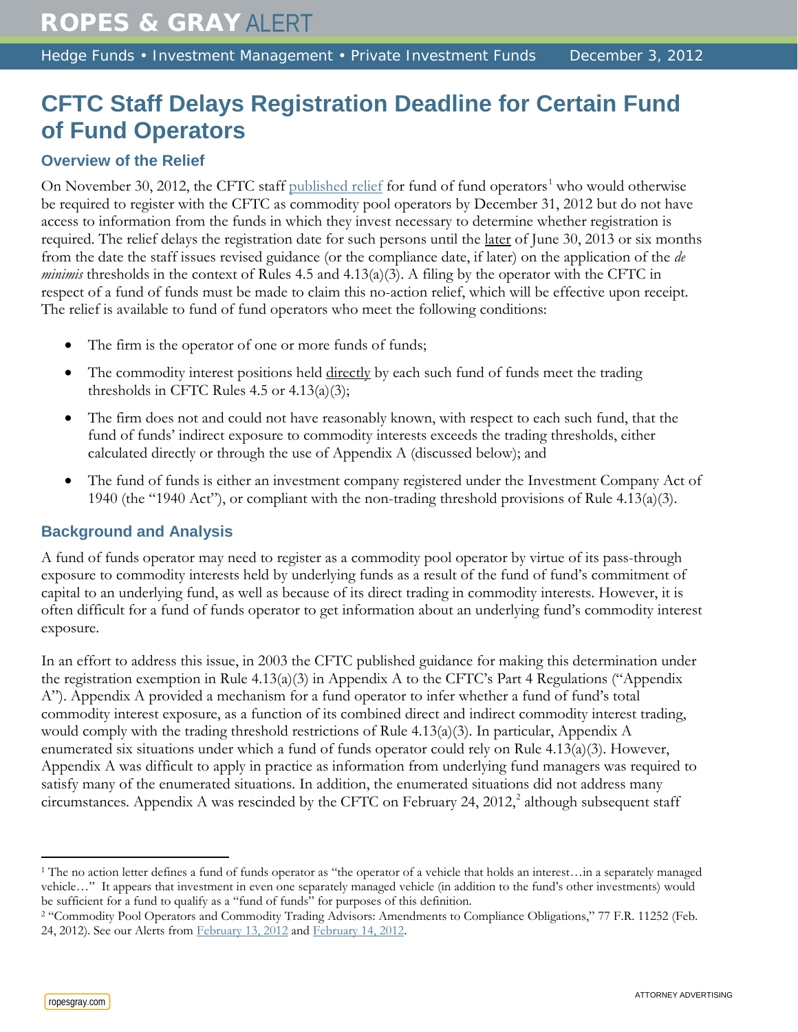# ROPES & GRAY ALERT

Hedge Funds • Investment Management • Private Investment Funds December 3, 2012

# CFTC Staff Delays Registration Deadline for Certain Fund of Fund Operators

## Overview of the Relief

On November 30, 2012, the CFTC staff published relief for fund of fund operators[1] who would otherwise be required to register with the CFTC as commodity pool operators by December 31, 2012 but do not have access to information from the funds in which they invest necessary to determine whether registration is required. The relief delays the registration date for such persons until the later of June 30, 2013 or six months from the date the staff issues revised guidance (or the compliance date, if later) on the application of the *de minimis* thresholds in the context of Rules 4.5 and 4.13(a)(3). A filing by the operator with the CFTC in respect of a fund of funds must be made to claim this no-action relief, which will be effective upon receipt. The relief is available to fund of fund operators who meet the following conditions:

- The firm is the operator of one or more funds of funds;
- The commodity interest positions held directly by each such fund of funds meet the trading thresholds in CFTC Rules 4.5 or 4.13(a)(3);
- The firm does not and could not have reasonably known, with respect to each such fund, that the fund of funds' indirect exposure to commodity interests exceeds the trading thresholds, either calculated directly or through the use of Appendix A (discussed below); and
- The fund of funds is either an investment company registered under the Investment Company Act of 1940 (the "1940 Act"), or compliant with the non-trading threshold provisions of Rule 4.13(a)(3).

## Background and Analysis

A fund of funds operator may need to register as a commodity pool operator by virtue of its pass-through exposure to commodity interests held by underlying funds as a result of the fund of fund's commitment of capital to an underlying fund, as well as because of its direct trading in commodity interests. However, it is often difficult for a fund of funds operator to get information about an underlying fund's commodity interest exposure.

In an effort to address this issue, in 2003 the CFTC published guidance for making this determination under the registration exemption in Rule 4.13(a)(3) in Appendix A to the CFTC's Part 4 Regulations ("Appendix A"). Appendix A provided a mechanism for a fund operator to infer whether a fund of fund's total commodity interest exposure, as a function of its combined direct and indirect commodity interest trading, would comply with the trading threshold restrictions of Rule 4.13(a)(3). In particular, Appendix A enumerated six situations under which a fund of funds operator could rely on Rule 4.13(a)(3). However, Appendix A was difficult to apply in practice as information from underlying fund managers was required to satisfy many of the enumerated situations. In addition, the enumerated situations did not address many circumstances. Appendix A was rescinded by the CFTC on February 24, 2012,[2] although subsequent staff

[1] The no action letter defines a fund of funds operator as "the operator of a vehicle that holds an interest…in a separately managed vehicle…" It appears that investment in even one separately managed vehicle (in addition to the fund's other investments) would be sufficient for a fund to qualify as a "fund of funds" for purposes of this definition.

[2] "Commodity Pool Operators and Commodity Trading Advisors: Amendments to Compliance Obligations," 77 F.R. 11252 (Feb. 24, 2012). See our Alerts from February 13, 2012 and February 14, 2012.

ropesgray.com

ATTORNEY ADVERTISING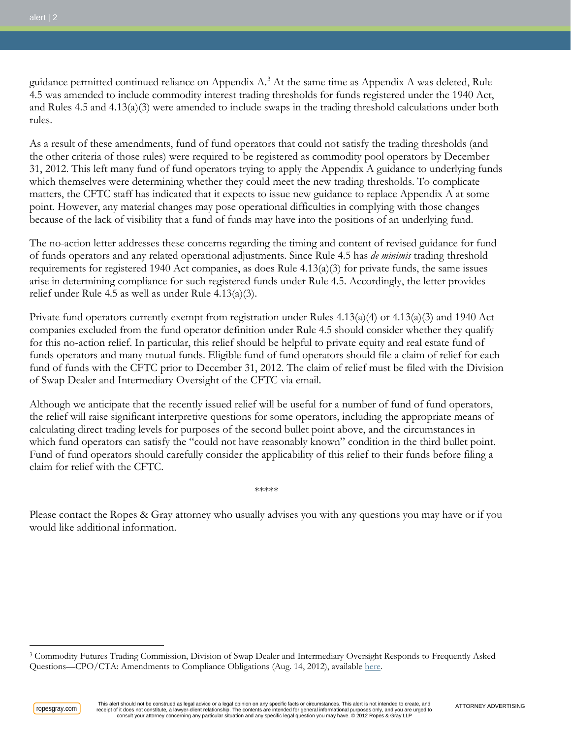guidance permitted continued reliance on Appendix A.[3] At the same time as Appendix A was deleted, Rule 4.5 was amended to include commodity interest trading thresholds for funds registered under the 1940 Act, and Rules 4.5 and 4.13(a)(3) were amended to include swaps in the trading threshold calculations under both rules.

As a result of these amendments, fund of fund operators that could not satisfy the trading thresholds (and the other criteria of those rules) were required to be registered as commodity pool operators by December 31, 2012. This left many fund of fund operators trying to apply the Appendix A guidance to underlying funds which themselves were determining whether they could meet the new trading thresholds. To complicate matters, the CFTC staff has indicated that it expects to issue new guidance to replace Appendix A at some point. However, any material changes may pose operational difficulties in complying with those changes because of the lack of visibility that a fund of funds may have into the positions of an underlying fund.

The no-action letter addresses these concerns regarding the timing and content of revised guidance for fund of funds operators and any related operational adjustments. Since Rule 4.5 has *de minimis* trading threshold requirements for registered 1940 Act companies, as does Rule 4.13(a)(3) for private funds, the same issues arise in determining compliance for such registered funds under Rule 4.5. Accordingly, the letter provides relief under Rule 4.5 as well as under Rule 4.13(a)(3).

Private fund operators currently exempt from registration under Rules 4.13(a)(4) or 4.13(a)(3) and 1940 Act companies excluded from the fund operator definition under Rule 4.5 should consider whether they qualify for this no-action relief. In particular, this relief should be helpful to private equity and real estate fund of funds operators and many mutual funds. Eligible fund of fund operators should file a claim of relief for each fund of funds with the CFTC prior to December 31, 2012. The claim of relief must be filed with the Division of Swap Dealer and Intermediary Oversight of the CFTC via email.

Although we anticipate that the recently issued relief will be useful for a number of fund of fund operators, the relief will raise significant interpretive questions for some operators, including the appropriate means of calculating direct trading levels for purposes of the second bullet point above, and the circumstances in which fund operators can satisfy the "could not have reasonably known" condition in the third bullet point. Fund of fund operators should carefully consider the applicability of this relief to their funds before filing a claim for relief with the CFTC.

*****

Please contact the Ropes & Gray attorney who usually advises you with any questions you may have or if you would like additional information.

[3] Commodity Futures Trading Commission, Division of Swap Dealer and Intermediary Oversight Responds to Frequently Asked Questions—CPO/CTA: Amendments to Compliance Obligations (Aug. 14, 2012), available here.

This alert should not be construed as legal advice or a legal opinion on any specific facts or circumstances. This alert is not intended to create, and receipt of it does not constitute, a lawyer-client relationship. The contents are intended for general informational purposes only, and you are urged to consult your attorney concerning any particular situation and any specific legal question you may have. © 2012 Ropes & Gray LLP

ATTORNEY ADVERTISING